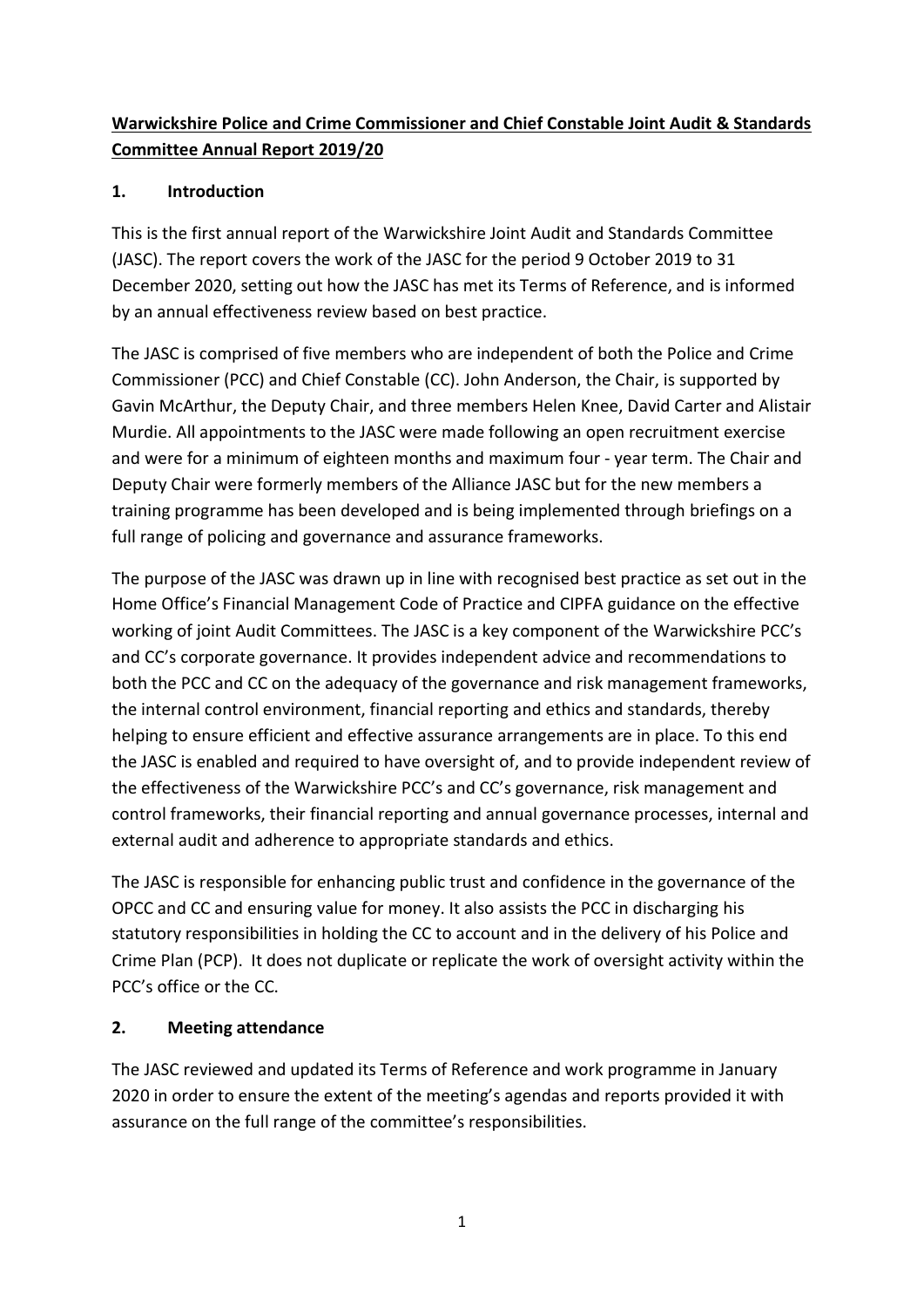**Warwickshire Police and Crime Commissioner and Chief Constable Joint Audit & Standards Committee Annual Report 2019/20**

## 1. Introduction

This is the first annual report of the Warwickshire Joint Audit and Standards Committee (JASC). The report covers the work of the JASC for the period 9 October 2019 to 31 December 2020, setting out how the JASC has met its Terms of Reference, and is informed by an annual effectiveness review based on best practice.

The JASC is comprised of five members who are independent of both the Police and Crime Commissioner (PCC) and Chief Constable (CC). John Anderson, the Chair, is supported by Gavin McArthur, the Deputy Chair, and three members Helen Knee, David Carter and Alistair Murdie. All appointments to the JASC were made following an open recruitment exercise and were for a minimum of eighteen months and maximum four - year term. The Chair and Deputy Chair were formerly members of the Alliance JASC but for the new members a training programme has been developed and is being implemented through briefings on a full range of policing and governance and assurance frameworks.

The purpose of the JASC was drawn up in line with recognised best practice as set out in the Home Office's Financial Management Code of Practice and CIPFA guidance on the effective working of joint Audit Committees. The JASC is a key component of the Warwickshire PCC's and CC's corporate governance. It provides independent advice and recommendations to both the PCC and CC on the adequacy of the governance and risk management frameworks, the internal control environment, financial reporting and ethics and standards, thereby helping to ensure efficient and effective assurance arrangements are in place. To this end the JASC is enabled and required to have oversight of, and to provide independent review of the effectiveness of the Warwickshire PCC's and CC's governance, risk management and control frameworks, their financial reporting and annual governance processes, internal and external audit and adherence to appropriate standards and ethics.

The JASC is responsible for enhancing public trust and confidence in the governance of the OPCC and CC and ensuring value for money. It also assists the PCC in discharging his statutory responsibilities in holding the CC to account and in the delivery of his Police and Crime Plan (PCP). It does not duplicate or replicate the work of oversight activity within the PCC's office or the CC.

## 2. Meeting attendance

The JASC reviewed and updated its Terms of Reference and work programme in January 2020 in order to ensure the extent of the meeting's agendas and reports provided it with assurance on the full range of the committee's responsibilities.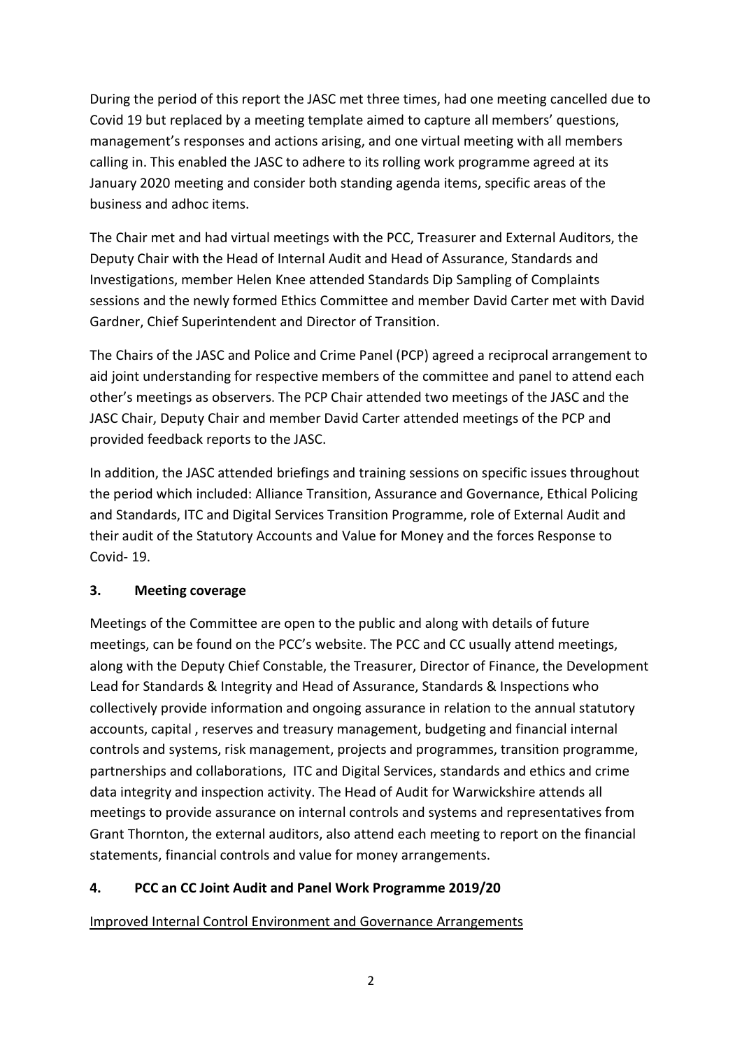During the period of this report the JASC met three times, had one meeting cancelled due to Covid 19 but replaced by a meeting template aimed to capture all members' questions, management's responses and actions arising, and one virtual meeting with all members calling in. This enabled the JASC to adhere to its rolling work programme agreed at its January 2020 meeting and consider both standing agenda items, specific areas of the business and adhoc items.

The Chair met and had virtual meetings with the PCC, Treasurer and External Auditors, the Deputy Chair with the Head of Internal Audit and Head of Assurance, Standards and Investigations, member Helen Knee attended Standards Dip Sampling of Complaints sessions and the newly formed Ethics Committee and member David Carter met with David Gardner, Chief Superintendent and Director of Transition.

The Chairs of the JASC and Police and Crime Panel (PCP) agreed a reciprocal arrangement to aid joint understanding for respective members of the committee and panel to attend each other's meetings as observers. The PCP Chair attended two meetings of the JASC and the JASC Chair, Deputy Chair and member David Carter attended meetings of the PCP and provided feedback reports to the JASC.

In addition, the JASC attended briefings and training sessions on specific issues throughout the period which included: Alliance Transition, Assurance and Governance, Ethical Policing and Standards, ITC and Digital Services Transition Programme, role of External Audit and their audit of the Statutory Accounts and Value for Money and the forces Response to Covid- 19.

## 3. Meeting coverage

Meetings of the Committee are open to the public and along with details of future meetings, can be found on the PCC's website. The PCC and CC usually attend meetings, along with the Deputy Chief Constable, the Treasurer, Director of Finance, the Development Lead for Standards & Integrity and Head of Assurance, Standards & Inspections who collectively provide information and ongoing assurance in relation to the annual statutory accounts, capital , reserves and treasury management, budgeting and financial internal controls and systems, risk management, projects and programmes, transition programme, partnerships and collaborations, ITC and Digital Services, standards and ethics and crime data integrity and inspection activity. The Head of Audit for Warwickshire attends all meetings to provide assurance on internal controls and systems and representatives from Grant Thornton, the external auditors, also attend each meeting to report on the financial statements, financial controls and value for money arrangements.

## 4. PCC an CC Joint Audit and Panel Work Programme 2019/20

Improved Internal Control Environment and Governance Arrangements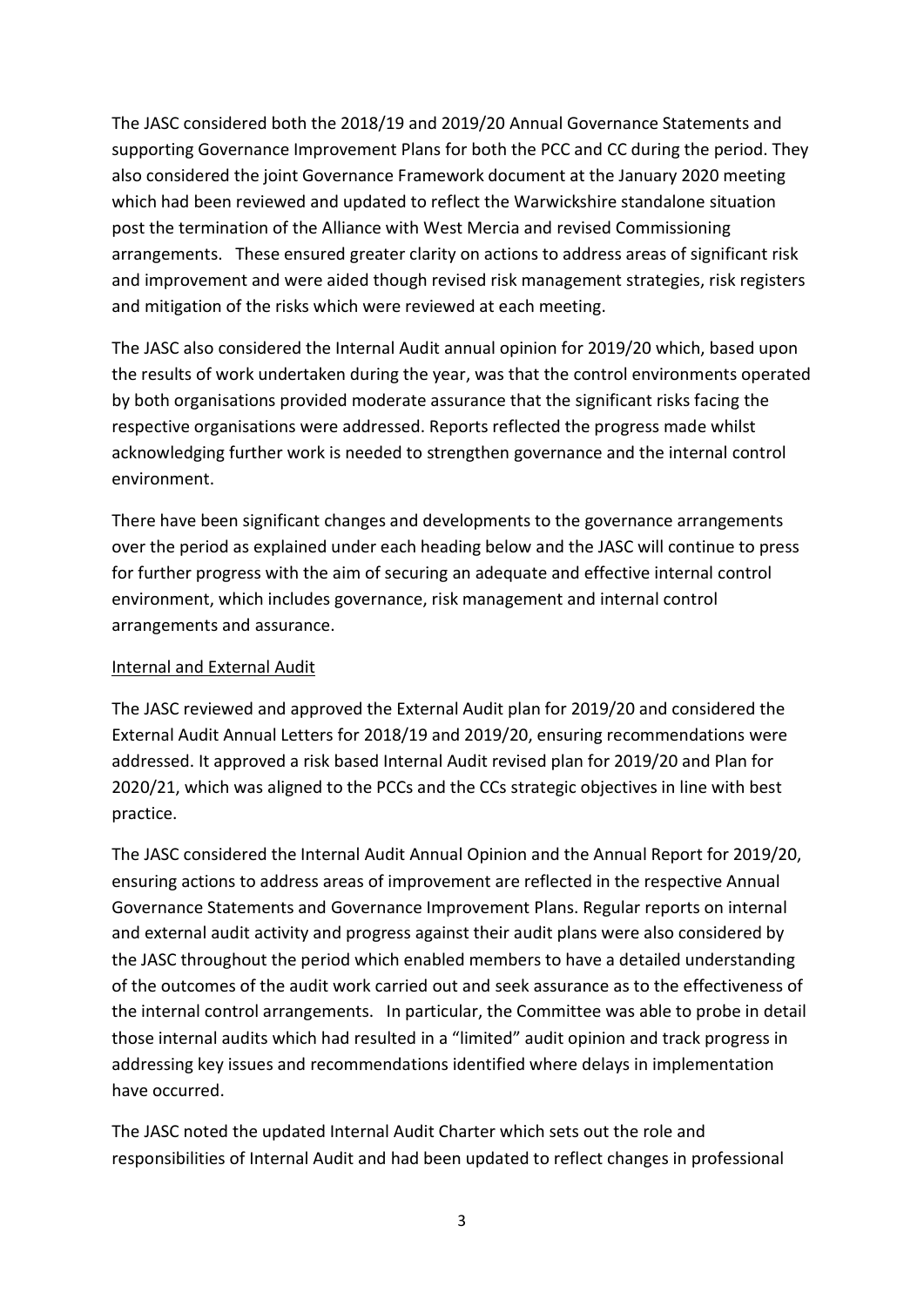The JASC considered both the 2018/19 and 2019/20 Annual Governance Statements and supporting Governance Improvement Plans for both the PCC and CC during the period. They also considered the joint Governance Framework document at the January 2020 meeting which had been reviewed and updated to reflect the Warwickshire standalone situation post the termination of the Alliance with West Mercia and revised Commissioning arrangements. These ensured greater clarity on actions to address areas of significant risk and improvement and were aided though revised risk management strategies, risk registers and mitigation of the risks which were reviewed at each meeting.

The JASC also considered the Internal Audit annual opinion for 2019/20 which, based upon the results of work undertaken during the year, was that the control environments operated by both organisations provided moderate assurance that the significant risks facing the respective organisations were addressed. Reports reflected the progress made whilst acknowledging further work is needed to strengthen governance and the internal control environment.

There have been significant changes and developments to the governance arrangements over the period as explained under each heading below and the JASC will continue to press for further progress with the aim of securing an adequate and effective internal control environment, which includes governance, risk management and internal control arrangements and assurance.

## Internal and External Audit

The JASC reviewed and approved the External Audit plan for 2019/20 and considered the External Audit Annual Letters for 2018/19 and 2019/20, ensuring recommendations were addressed. It approved a risk based Internal Audit revised plan for 2019/20 and Plan for 2020/21, which was aligned to the PCCs and the CCs strategic objectives in line with best practice.

The JASC considered the Internal Audit Annual Opinion and the Annual Report for 2019/20, ensuring actions to address areas of improvement are reflected in the respective Annual Governance Statements and Governance Improvement Plans. Regular reports on internal and external audit activity and progress against their audit plans were also considered by the JASC throughout the period which enabled members to have a detailed understanding of the outcomes of the audit work carried out and seek assurance as to the effectiveness of the internal control arrangements. In particular, the Committee was able to probe in detail those internal audits which had resulted in a "limited" audit opinion and track progress in addressing key issues and recommendations identified where delays in implementation have occurred.

The JASC noted the updated Internal Audit Charter which sets out the role and responsibilities of Internal Audit and had been updated to reflect changes in professional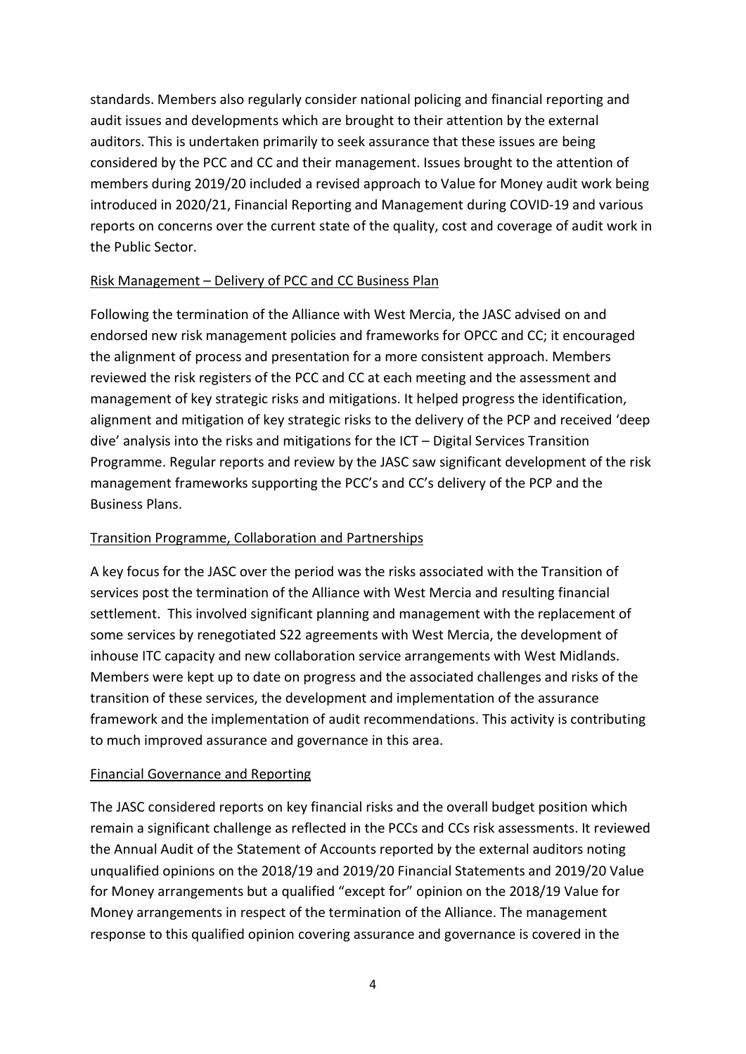standards. Members also regularly consider national policing and financial reporting and audit issues and developments which are brought to their attention by the external auditors. This is undertaken primarily to seek assurance that these issues are being considered by the PCC and CC and their management. Issues brought to the attention of members during 2019/20 included a revised approach to Value for Money audit work being introduced in 2020/21, Financial Reporting and Management during COVID-19 and various reports on concerns over the current state of the quality, cost and coverage of audit work in the Public Sector.

<u>Risk Management – Delivery of PCC and CC Business Plan</u>

Following the termination of the Alliance with West Mercia, the JASC advised on and endorsed new risk management policies and frameworks for OPCC and CC; it encouraged the alignment of process and presentation for a more consistent approach. Members reviewed the risk registers of the PCC and CC at each meeting and the assessment and management of key strategic risks and mitigations. It helped progress the identification, alignment and mitigation of key strategic risks to the delivery of the PCP and received 'deep dive' analysis into the risks and mitigations for the ICT – Digital Services Transition Programme. Regular reports and review by the JASC saw significant development of the risk management frameworks supporting the PCC's and CC's delivery of the PCP and the Business Plans.

<u>Transition Programme, Collaboration and Partnerships</u>

A key focus for the JASC over the period was the risks associated with the Transition of services post the termination of the Alliance with West Mercia and resulting financial settlement. This involved significant planning and management with the replacement of some services by renegotiated S22 agreements with West Mercia, the development of inhouse ITC capacity and new collaboration service arrangements with West Midlands. Members were kept up to date on progress and the associated challenges and risks of the transition of these services, the development and implementation of the assurance framework and the implementation of audit recommendations. This activity is contributing to much improved assurance and governance in this area.

<u>Financial Governance and Reporting</u>

The JASC considered reports on key financial risks and the overall budget position which remain a significant challenge as reflected in the PCCs and CCs risk assessments. It reviewed the Annual Audit of the Statement of Accounts reported by the external auditors noting unqualified opinions on the 2018/19 and 2019/20 Financial Statements and 2019/20 Value for Money arrangements but a qualified "except for" opinion on the 2018/19 Value for Money arrangements in respect of the termination of the Alliance. The management response to this qualified opinion covering assurance and governance is covered in the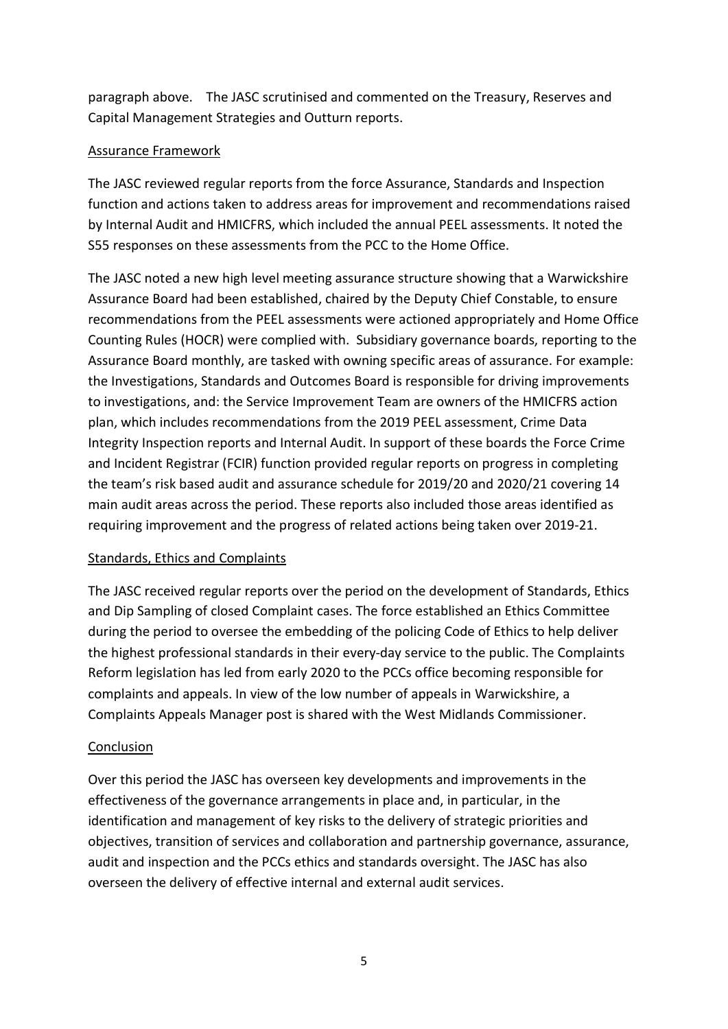paragraph above. The JASC scrutinised and commented on the Treasury, Reserves and Capital Management Strategies and Outturn reports.

<u>Assurance Framework</u>

The JASC reviewed regular reports from the force Assurance, Standards and Inspection function and actions taken to address areas for improvement and recommendations raised by Internal Audit and HMICFRS, which included the annual PEEL assessments. It noted the S55 responses on these assessments from the PCC to the Home Office.

The JASC noted a new high level meeting assurance structure showing that a Warwickshire Assurance Board had been established, chaired by the Deputy Chief Constable, to ensure recommendations from the PEEL assessments were actioned appropriately and Home Office Counting Rules (HOCR) were complied with. Subsidiary governance boards, reporting to the Assurance Board monthly, are tasked with owning specific areas of assurance. For example: the Investigations, Standards and Outcomes Board is responsible for driving improvements to investigations, and: the Service Improvement Team are owners of the HMICFRS action plan, which includes recommendations from the 2019 PEEL assessment, Crime Data Integrity Inspection reports and Internal Audit. In support of these boards the Force Crime and Incident Registrar (FCIR) function provided regular reports on progress in completing the team's risk based audit and assurance schedule for 2019/20 and 2020/21 covering 14 main audit areas across the period. These reports also included those areas identified as requiring improvement and the progress of related actions being taken over 2019-21.

<u>Standards, Ethics and Complaints</u>

The JASC received regular reports over the period on the development of Standards, Ethics and Dip Sampling of closed Complaint cases. The force established an Ethics Committee during the period to oversee the embedding of the policing Code of Ethics to help deliver the highest professional standards in their every-day service to the public. The Complaints Reform legislation has led from early 2020 to the PCCs office becoming responsible for complaints and appeals. In view of the low number of appeals in Warwickshire, a Complaints Appeals Manager post is shared with the West Midlands Commissioner.

<u>Conclusion</u>

Over this period the JASC has overseen key developments and improvements in the effectiveness of the governance arrangements in place and, in particular, in the identification and management of key risks to the delivery of strategic priorities and objectives, transition of services and collaboration and partnership governance, assurance, audit and inspection and the PCCs ethics and standards oversight. The JASC has also overseen the delivery of effective internal and external audit services.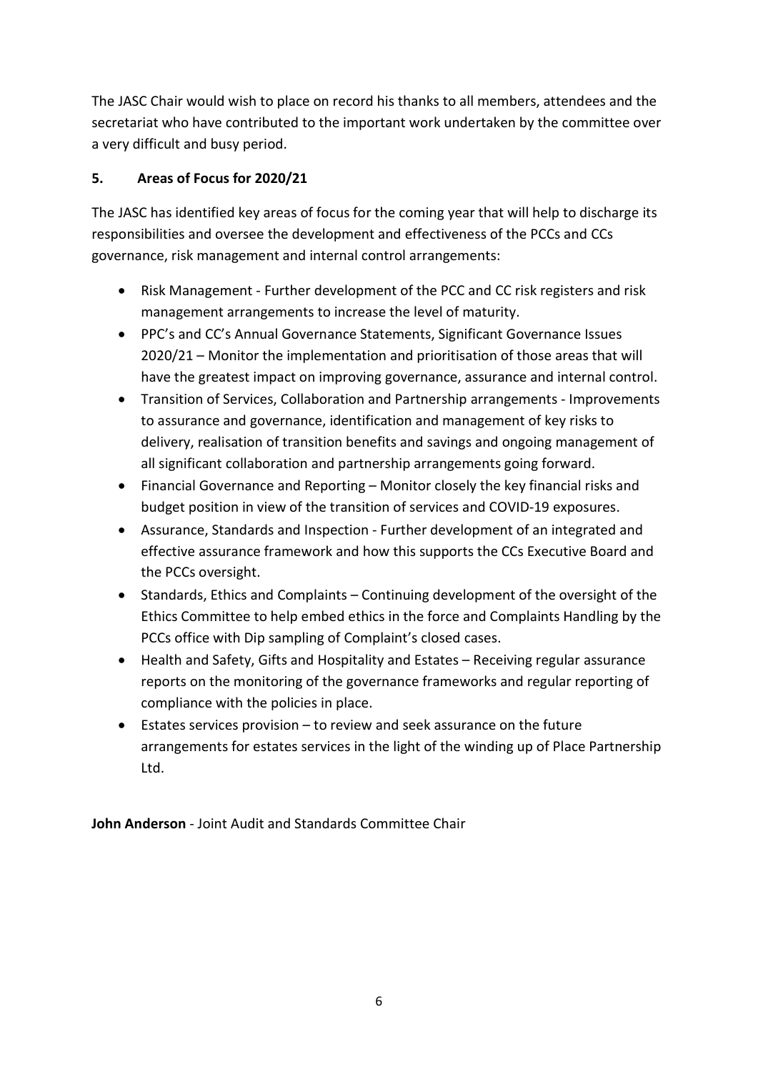The JASC Chair would wish to place on record his thanks to all members, attendees and the secretariat who have contributed to the important work undertaken by the committee over a very difficult and busy period.

## 5. Areas of Focus for 2020/21

The JASC has identified key areas of focus for the coming year that will help to discharge its responsibilities and oversee the development and effectiveness of the PCCs and CCs governance, risk management and internal control arrangements:

- Risk Management - Further development of the PCC and CC risk registers and risk management arrangements to increase the level of maturity.
- PPC's and CC's Annual Governance Statements, Significant Governance Issues 2020/21 – Monitor the implementation and prioritisation of those areas that will have the greatest impact on improving governance, assurance and internal control.
- Transition of Services, Collaboration and Partnership arrangements - Improvements to assurance and governance, identification and management of key risks to delivery, realisation of transition benefits and savings and ongoing management of all significant collaboration and partnership arrangements going forward.
- Financial Governance and Reporting – Monitor closely the key financial risks and budget position in view of the transition of services and COVID-19 exposures.
- Assurance, Standards and Inspection - Further development of an integrated and effective assurance framework and how this supports the CCs Executive Board and the PCCs oversight.
- Standards, Ethics and Complaints – Continuing development of the oversight of the Ethics Committee to help embed ethics in the force and Complaints Handling by the PCCs office with Dip sampling of Complaint's closed cases.
- Health and Safety, Gifts and Hospitality and Estates – Receiving regular assurance reports on the monitoring of the governance frameworks and regular reporting of compliance with the policies in place.
- Estates services provision – to review and seek assurance on the future arrangements for estates services in the light of the winding up of Place Partnership Ltd.

**John Anderson** - Joint Audit and Standards Committee Chair